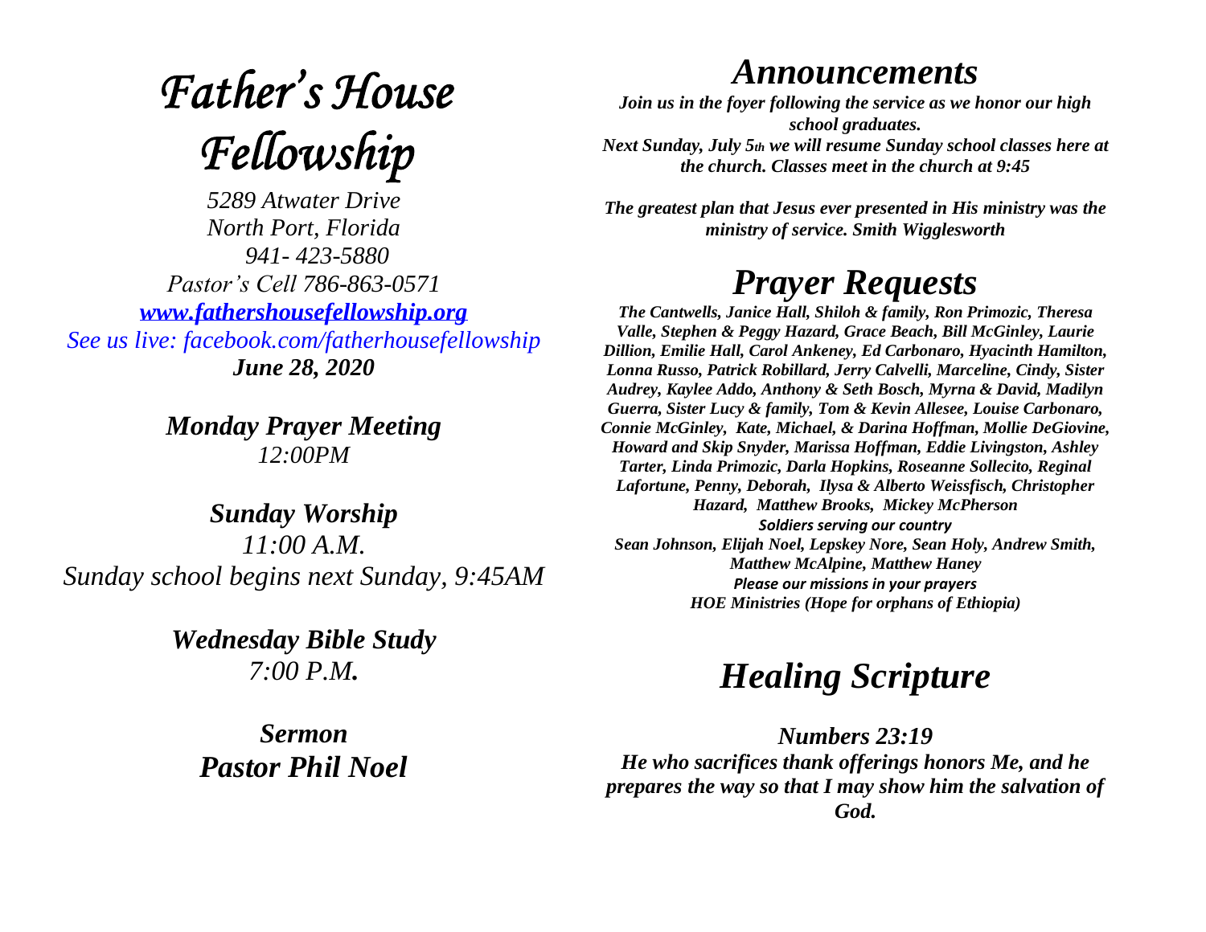# *Father's House Fellowship*

*5289 Atwater Drive*
*North Port, Florida*
*941- 423-5880*
*Pastor's Cell 786-863-0571*
***www.fathershousefellowship.org***
*See us live: facebook.com/fatherhousefellowship*
***June 28, 2020***

***Monday Prayer Meeting***
*12:00PM*

***Sunday Worship***
*11:00 A.M.*
*Sunday school begins next Sunday, 9:45AM*

***Wednesday Bible Study***
*7:00 P.M.*

***Sermon***
***Pastor Phil Noel***

## *Announcements*

***Join us in the foyer following the service as we honor our high school graduates.***
***Next Sunday, July 5th we will resume Sunday school classes here at the church. Classes meet in the church at 9:45***

***The greatest plan that Jesus ever presented in His ministry was the ministry of service. Smith Wigglesworth***

## *Prayer Requests*

***The Cantwells, Janice Hall, Shiloh & family, Ron Primozic, Theresa Valle, Stephen & Peggy Hazard, Grace Beach, Bill McGinley, Laurie Dillion, Emilie Hall, Carol Ankeney, Ed Carbonaro, Hyacinth Hamilton, Lonna Russo, Patrick Robillard, Jerry Calvelli, Marceline, Cindy, Sister Audrey, Kaylee Addo, Anthony & Seth Bosch, Myrna & David, Madilyn Guerra, Sister Lucy & family, Tom & Kevin Allesee, Louise Carbonaro, Connie McGinley, Kate, Michael, & Darina Hoffman, Mollie DeGiovine, Howard and Skip Snyder, Marissa Hoffman, Eddie Livingston, Ashley Tarter, Linda Primozic, Darla Hopkins, Roseanne Sollecito, Reginal Lafortune, Penny, Deborah, Ilysa & Alberto Weissfisch, Christopher Hazard, Matthew Brooks, Mickey McPherson***

***Soldiers serving our country***

***Sean Johnson, Elijah Noel, Lepskey Nore, Sean Holy, Andrew Smith, Matthew McAlpine, Matthew Haney***

***Please our missions in your prayers***

***HOE Ministries (Hope for orphans of Ethiopia)***

## *Healing Scripture*

***Numbers 23:19***
***He who sacrifices thank offerings honors Me, and he prepares the way so that I may show him the salvation of God.***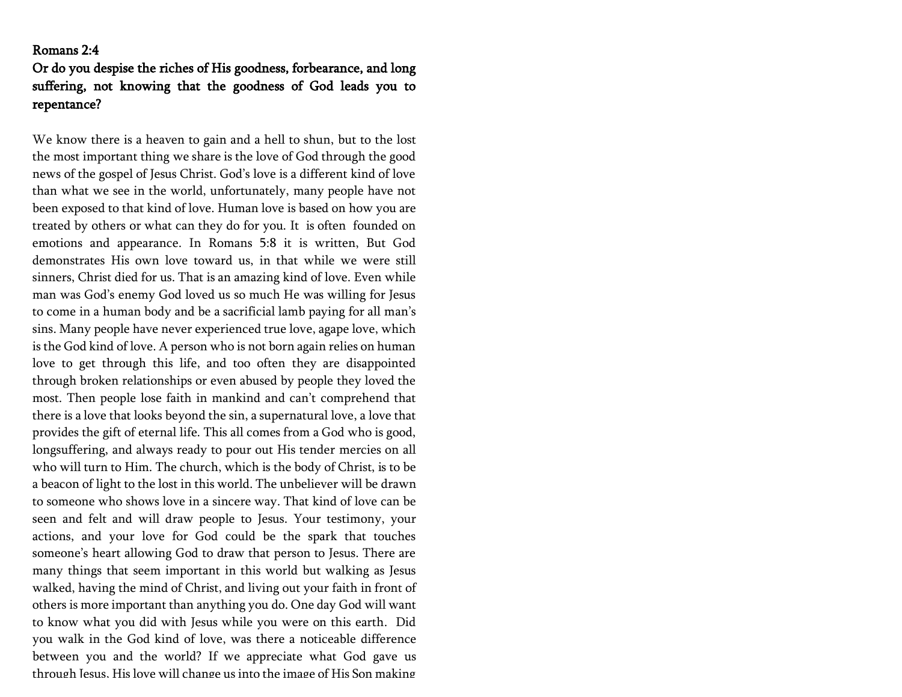**Romans 2:4**
**Or do you despise the riches of His goodness, forbearance, and long suffering, not knowing that the goodness of God leads you to repentance?**

We know there is a heaven to gain and a hell to shun, but to the lost the most important thing we share is the love of God through the good news of the gospel of Jesus Christ. God's love is a different kind of love than what we see in the world, unfortunately, many people have not been exposed to that kind of love. Human love is based on how you are treated by others or what can they do for you. It is often founded on emotions and appearance. In Romans 5:8 it is written, But God demonstrates His own love toward us, in that while we were still sinners, Christ died for us. That is an amazing kind of love. Even while man was God's enemy God loved us so much He was willing for Jesus to come in a human body and be a sacrificial lamb paying for all man's sins. Many people have never experienced true love, agape love, which is the God kind of love. A person who is not born again relies on human love to get through this life, and too often they are disappointed through broken relationships or even abused by people they loved the most. Then people lose faith in mankind and can't comprehend that there is a love that looks beyond the sin, a supernatural love, a love that provides the gift of eternal life. This all comes from a God who is good, longsuffering, and always ready to pour out His tender mercies on all who will turn to Him. The church, which is the body of Christ, is to be a beacon of light to the lost in this world. The unbeliever will be drawn to someone who shows love in a sincere way. That kind of love can be seen and felt and will draw people to Jesus. Your testimony, your actions, and your love for God could be the spark that touches someone's heart allowing God to draw that person to Jesus. There are many things that seem important in this world but walking as Jesus walked, having the mind of Christ, and living out your faith in front of others is more important than anything you do. One day God will want to know what you did with Jesus while you were on this earth. Did you walk in the God kind of love, was there a noticeable difference between you and the world? If we appreciate what God gave us through Jesus, His love will change us into the image of His Son making